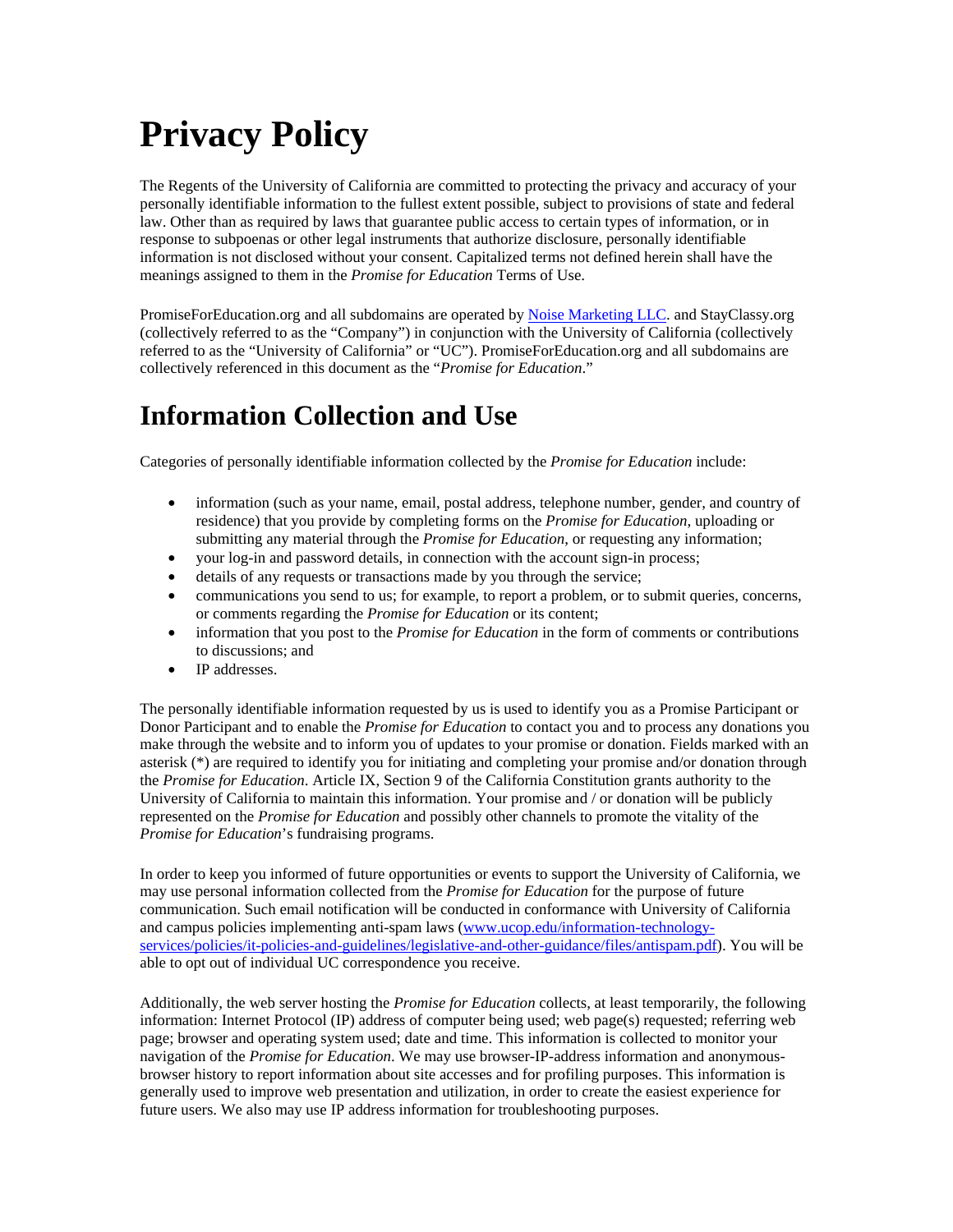# Privacy Policy

The Regents of the University of California are committed to protecting the privacy and accuracy of your personally identifiable information to the fullest extent possible, subject to provisions of state and federal law. Other than as required by laws that guarantee public access to certain types of information, or in response to subpoenas or other legal instruments that authorize disclosure, personally identifiable information is not disclosed without your consent. Capitalized terms not defined herein shall have the meanings assigned to them in the *Promise for Education* Terms of Use.

PromiseForEducation.org and all subdomains are operated by [Noise Marketing LLC](). and StayClassy.org (collectively referred to as the "Company") in conjunction with the University of California (collectively referred to as the "University of California" or "UC"). PromiseForEducation.org and all subdomains are collectively referenced in this document as the "*Promise for Education*."

# Information Collection and Use

Categories of personally identifiable information collected by the *Promise for Education* include:

- information (such as your name, email, postal address, telephone number, gender, and country of residence) that you provide by completing forms on the *Promise for Education*, uploading or submitting any material through the *Promise for Education*, or requesting any information;
- your log-in and password details, in connection with the account sign-in process;
- details of any requests or transactions made by you through the service;
- communications you send to us; for example, to report a problem, or to submit queries, concerns, or comments regarding the *Promise for Education* or its content;
- information that you post to the *Promise for Education* in the form of comments or contributions to discussions; and
- IP addresses.

The personally identifiable information requested by us is used to identify you as a Promise Participant or Donor Participant and to enable the *Promise for Education* to contact you and to process any donations you make through the website and to inform you of updates to your promise or donation. Fields marked with an asterisk (*) are required to identify you for initiating and completing your promise and/or donation through the *Promise for Education*. Article IX, Section 9 of the California Constitution grants authority to the University of California to maintain this information. Your promise and / or donation will be publicly represented on the *Promise for Education* and possibly other channels to promote the vitality of the *Promise for Education*'s fundraising programs.

In order to keep you informed of future opportunities or events to support the University of California, we may use personal information collected from the *Promise for Education* for the purpose of future communication. Such email notification will be conducted in conformance with University of California and campus policies implementing anti-spam laws ([www.ucop.edu/information-technology-services/policies/it-policies-and-guidelines/legislative-and-other-guidance/files/antispam.pdf]()). You will be able to opt out of individual UC correspondence you receive.

Additionally, the web server hosting the *Promise for Education* collects, at least temporarily, the following information: Internet Protocol (IP) address of computer being used; web page(s) requested; referring web page; browser and operating system used; date and time. This information is collected to monitor your navigation of the *Promise for Education*. We may use browser-IP-address information and anonymous-browser history to report information about site accesses and for profiling purposes. This information is generally used to improve web presentation and utilization, in order to create the easiest experience for future users. We also may use IP address information for troubleshooting purposes.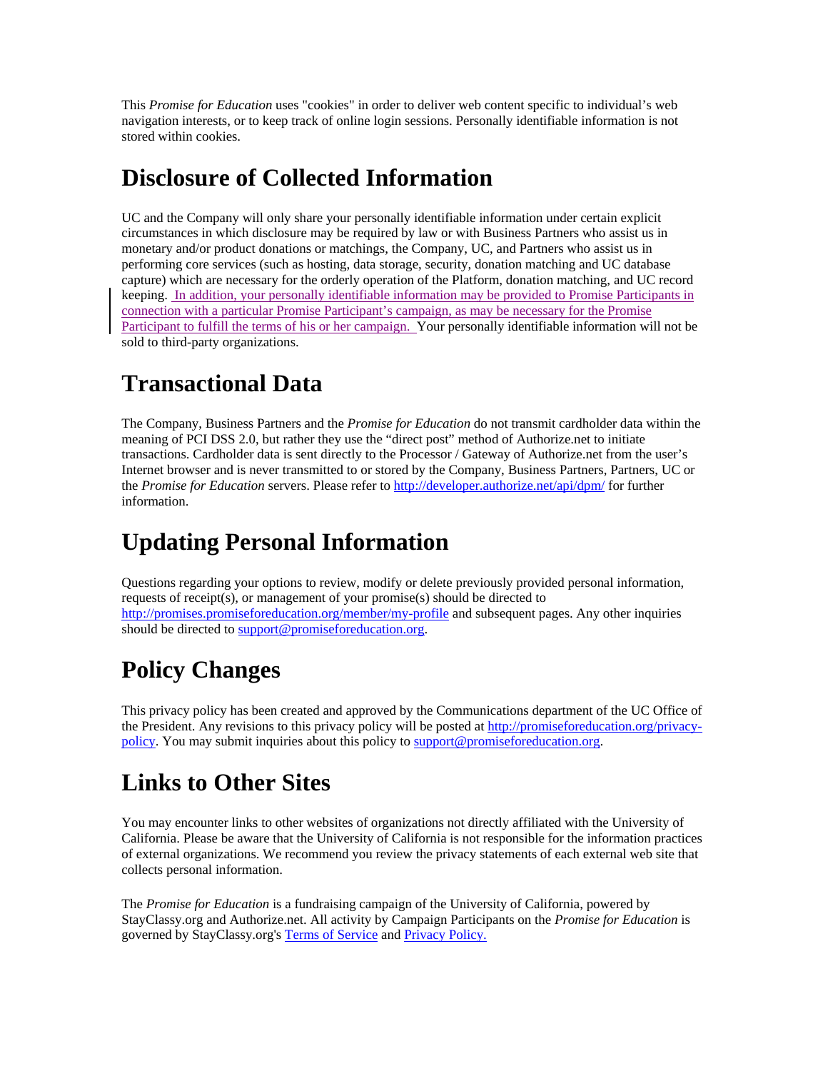This *Promise for Education* uses "cookies" in order to deliver web content specific to individual's web navigation interests, or to keep track of online login sessions. Personally identifiable information is not stored within cookies.

## Disclosure of Collected Information

UC and the Company will only share your personally identifiable information under certain explicit circumstances in which disclosure may be required by law or with Business Partners who assist us in monetary and/or product donations or matchings, the Company, UC, and Partners who assist us in performing core services (such as hosting, data storage, security, donation matching and UC database capture) which are necessary for the orderly operation of the Platform, donation matching, and UC record keeping. In addition, your personally identifiable information may be provided to Promise Participants in connection with a particular Promise Participant's campaign, as may be necessary for the Promise Participant to fulfill the terms of his or her campaign. Your personally identifiable information will not be sold to third-party organizations.

## Transactional Data

The Company, Business Partners and the *Promise for Education* do not transmit cardholder data within the meaning of PCI DSS 2.0, but rather they use the "direct post" method of Authorize.net to initiate transactions. Cardholder data is sent directly to the Processor / Gateway of Authorize.net from the user's Internet browser and is never transmitted to or stored by the Company, Business Partners, Partners, UC or the *Promise for Education* servers. Please refer to http://developer.authorize.net/api/dpm/ for further information.

## Updating Personal Information

Questions regarding your options to review, modify or delete previously provided personal information, requests of receipt(s), or management of your promise(s) should be directed to http://promises.promiseforeducation.org/member/my-profile and subsequent pages. Any other inquiries should be directed to support@promiseforeducation.org.

## Policy Changes

This privacy policy has been created and approved by the Communications department of the UC Office of the President. Any revisions to this privacy policy will be posted at http://promiseforeducation.org/privacy-policy. You may submit inquiries about this policy to support@promiseforeducation.org.

## Links to Other Sites

You may encounter links to other websites of organizations not directly affiliated with the University of California. Please be aware that the University of California is not responsible for the information practices of external organizations. We recommend you review the privacy statements of each external web site that collects personal information.

The *Promise for Education* is a fundraising campaign of the University of California, powered by StayClassy.org and Authorize.net. All activity by Campaign Participants on the *Promise for Education* is governed by StayClassy.org's Terms of Service and Privacy Policy.